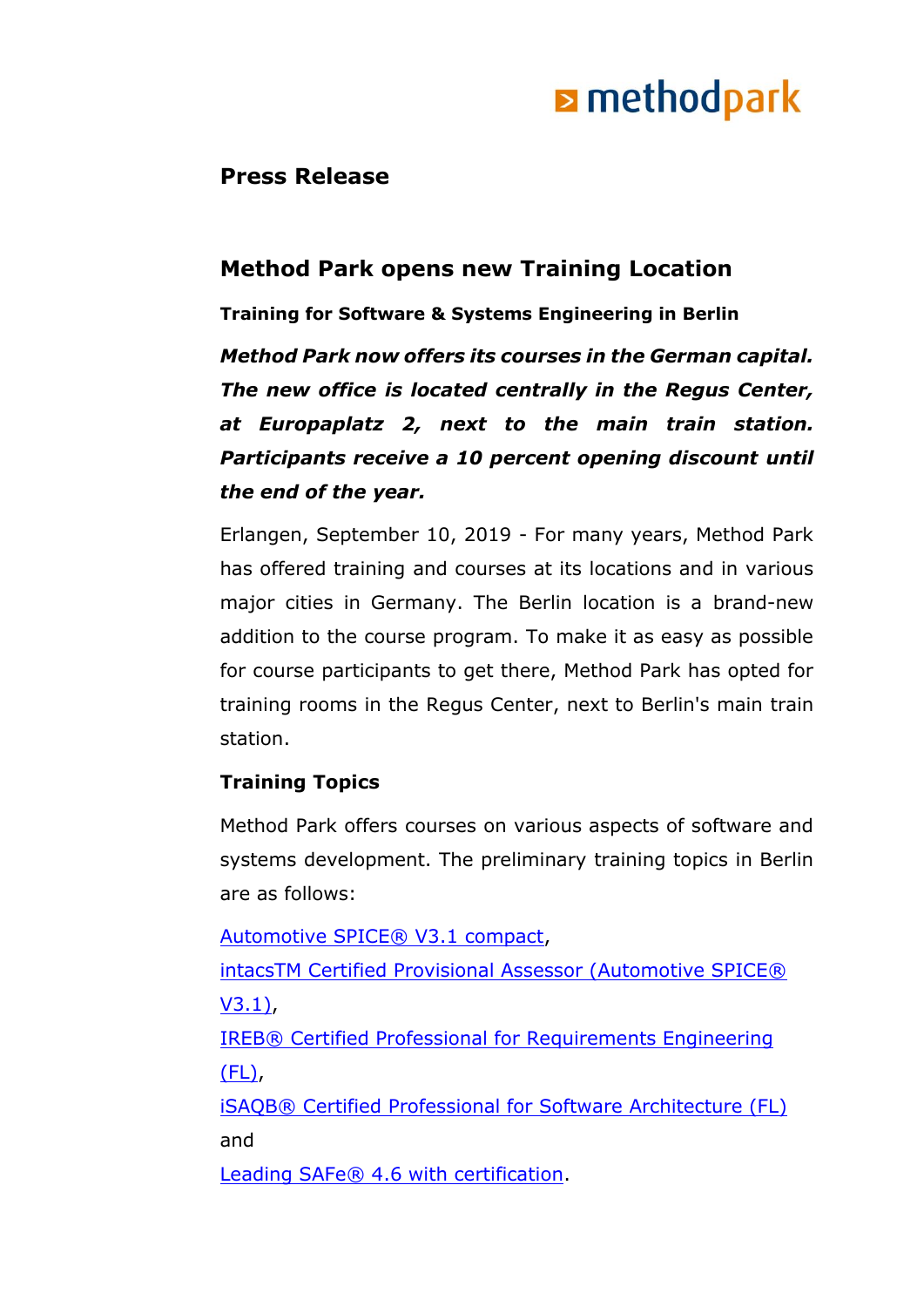**Press Release**

# Method Park opens new Training Location

**Training for Software & Systems Engineering in Berlin**

***Method Park now offers its courses in the German capital. The new office is located centrally in the Regus Center, at Europaplatz 2, next to the main train station. Participants receive a 10 percent opening discount until the end of the year.***

Erlangen, September 10, 2019 - For many years, Method Park has offered training and courses at its locations and in various major cities in Germany. The Berlin location is a brand-new addition to the course program. To make it as easy as possible for course participants to get there, Method Park has opted for training rooms in the Regus Center, next to Berlin's main train station.

## Training Topics

Method Park offers courses on various aspects of software and systems development. The preliminary training topics in Berlin are as follows:

Automotive SPICE® V3.1 compact,
intacsTM Certified Provisional Assessor (Automotive SPICE® V3.1),
IREB® Certified Professional for Requirements Engineering (FL),
iSAQB® Certified Professional for Software Architecture (FL)
and
Leading SAFe® 4.6 with certification.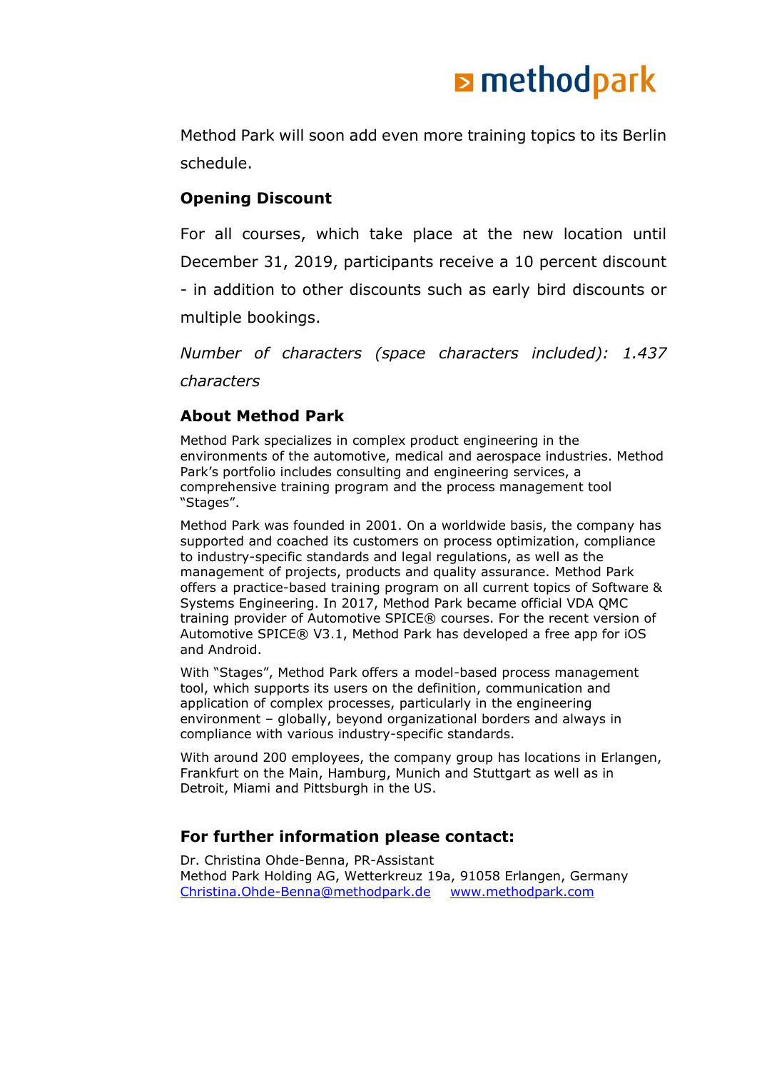Method Park will soon add even more training topics to its Berlin schedule.

### Opening Discount

For all courses, which take place at the new location until December 31, 2019, participants receive a 10 percent discount - in addition to other discounts such as early bird discounts or multiple bookings.

*Number of characters (space characters included): 1.437 characters*

### About Method Park

Method Park specializes in complex product engineering in the environments of the automotive, medical and aerospace industries. Method Park's portfolio includes consulting and engineering services, a comprehensive training program and the process management tool "Stages".

Method Park was founded in 2001. On a worldwide basis, the company has supported and coached its customers on process optimization, compliance to industry-specific standards and legal regulations, as well as the management of projects, products and quality assurance. Method Park offers a practice-based training program on all current topics of Software & Systems Engineering. In 2017, Method Park became official VDA QMC training provider of Automotive SPICE® courses. For the recent version of Automotive SPICE® V3.1, Method Park has developed a free app for iOS and Android.

With "Stages", Method Park offers a model-based process management tool, which supports its users on the definition, communication and application of complex processes, particularly in the engineering environment – globally, beyond organizational borders and always in compliance with various industry-specific standards.

With around 200 employees, the company group has locations in Erlangen, Frankfurt on the Main, Hamburg, Munich and Stuttgart as well as in Detroit, Miami and Pittsburgh in the US.

### For further information please contact:

Dr. Christina Ohde-Benna, PR-Assistant
Method Park Holding AG, Wetterkreuz 19a, 91058 Erlangen, Germany
Christina.Ohde-Benna@methodpark.de www.methodpark.com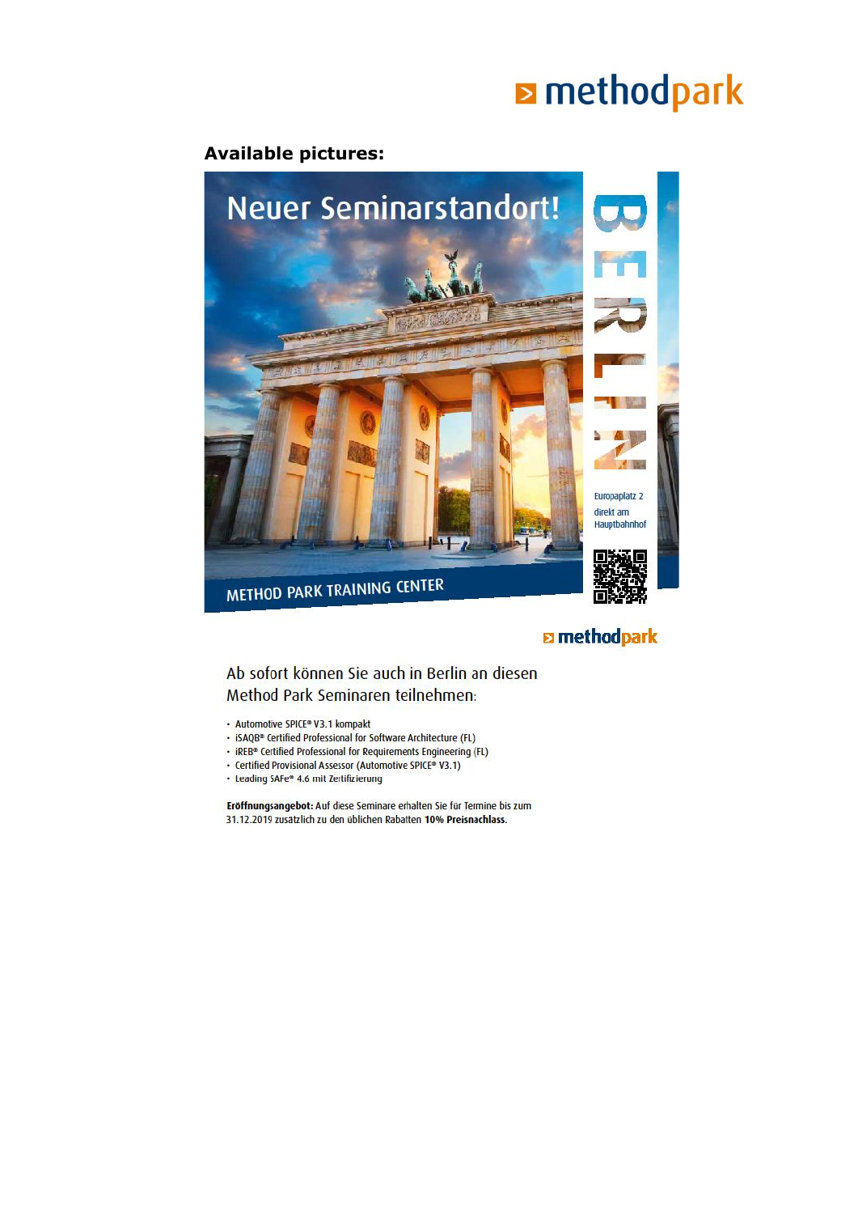**Available pictures:**

Neuer Seminarstandort!

BERLIN

Europaplatz 2
direkt am
Hauptbahnhof

METHOD PARK TRAINING CENTER

methodpark

Ab sofort können Sie auch in Berlin an diesen Method Park Seminaren teilnehmen:

- Automotive SPICE® V3.1 kompakt
- iSAQB® Certified Professional for Software Architecture (FL)
- iREB® Certified Professional for Requirements Engineering (FL)
- Certified Provisional Assessor (Automotive SPICE® V3.1)
- Leading SAFe® 4.6 mit Zertifizierung

**Eröffnungsangebot:** Auf diese Seminare erhalten Sie für Termine bis zum 31.12.2019 zusätzlich zu den üblichen Rabatten **10% Preisnachlass**.